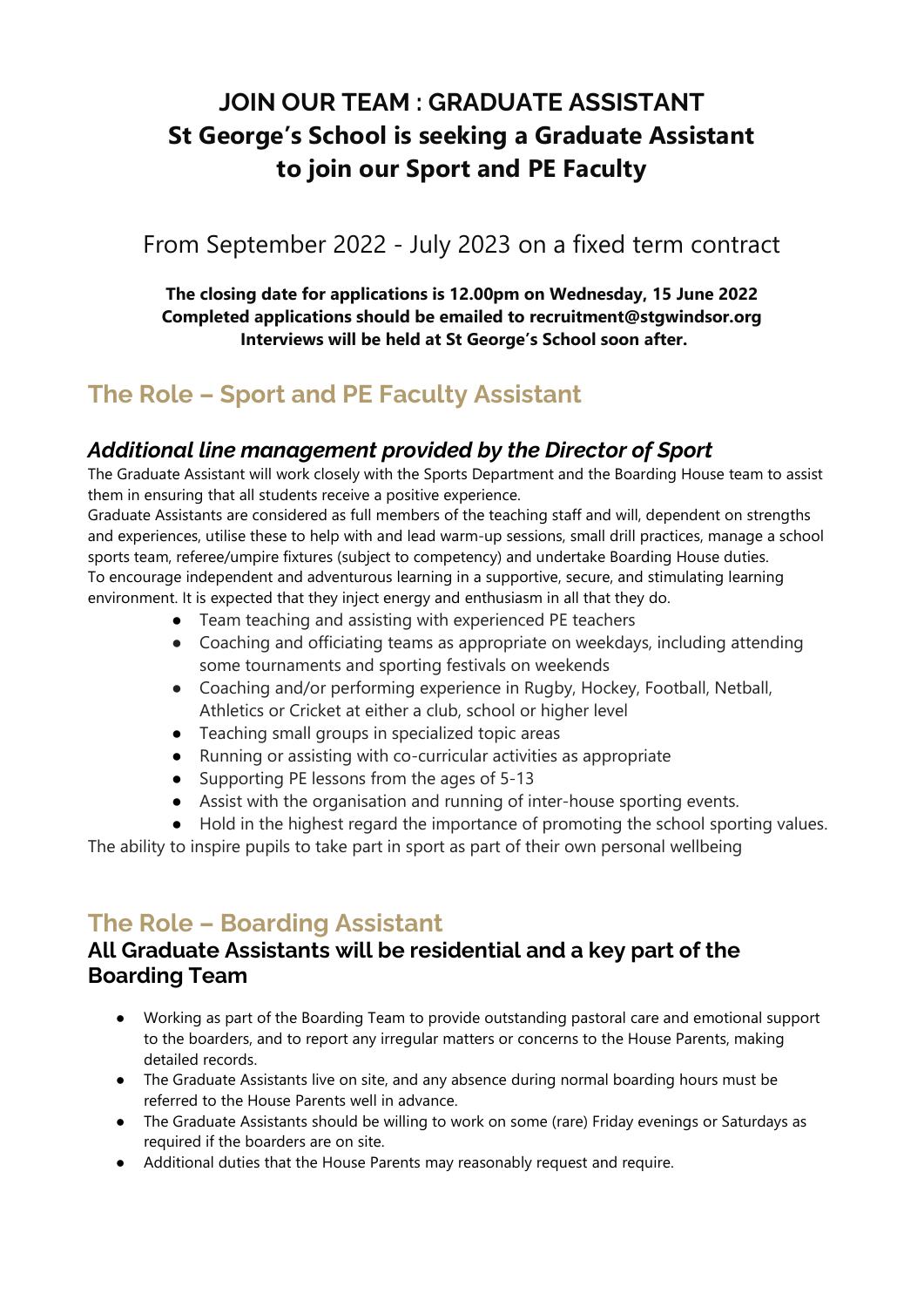# JOIN OUR TEAM : GRADUATE ASSISTANT
# St George's School is seeking a Graduate Assistant to join our Sport and PE Faculty

From September 2022 - July 2023 on a fixed term contract

**The closing date for applications is 12.00pm on Wednesday, 15 June 2022**
**Completed applications should be emailed to recruitment@stgwindsor.org**
**Interviews will be held at St George's School soon after.**

## The Role – Sport and PE Faculty Assistant

### *Additional line management provided by the Director of Sport*

The Graduate Assistant will work closely with the Sports Department and the Boarding House team to assist them in ensuring that all students receive a positive experience.
Graduate Assistants are considered as full members of the teaching staff and will, dependent on strengths and experiences, utilise these to help with and lead warm-up sessions, small drill practices, manage a school sports team, referee/umpire fixtures (subject to competency) and undertake Boarding House duties.
To encourage independent and adventurous learning in a supportive, secure, and stimulating learning environment. It is expected that they inject energy and enthusiasm in all that they do.

- Team teaching and assisting with experienced PE teachers
- Coaching and officiating teams as appropriate on weekdays, including attending some tournaments and sporting festivals on weekends
- Coaching and/or performing experience in Rugby, Hockey, Football, Netball, Athletics or Cricket at either a club, school or higher level
- Teaching small groups in specialized topic areas
- Running or assisting with co-curricular activities as appropriate
- Supporting PE lessons from the ages of 5-13
- Assist with the organisation and running of inter-house sporting events.
- Hold in the highest regard the importance of promoting the school sporting values.

The ability to inspire pupils to take part in sport as part of their own personal wellbeing

## The Role – Boarding Assistant

### All Graduate Assistants will be residential and a key part of the Boarding Team

- Working as part of the Boarding Team to provide outstanding pastoral care and emotional support to the boarders, and to report any irregular matters or concerns to the House Parents, making detailed records.
- The Graduate Assistants live on site, and any absence during normal boarding hours must be referred to the House Parents well in advance.
- The Graduate Assistants should be willing to work on some (rare) Friday evenings or Saturdays as required if the boarders are on site.
- Additional duties that the House Parents may reasonably request and require.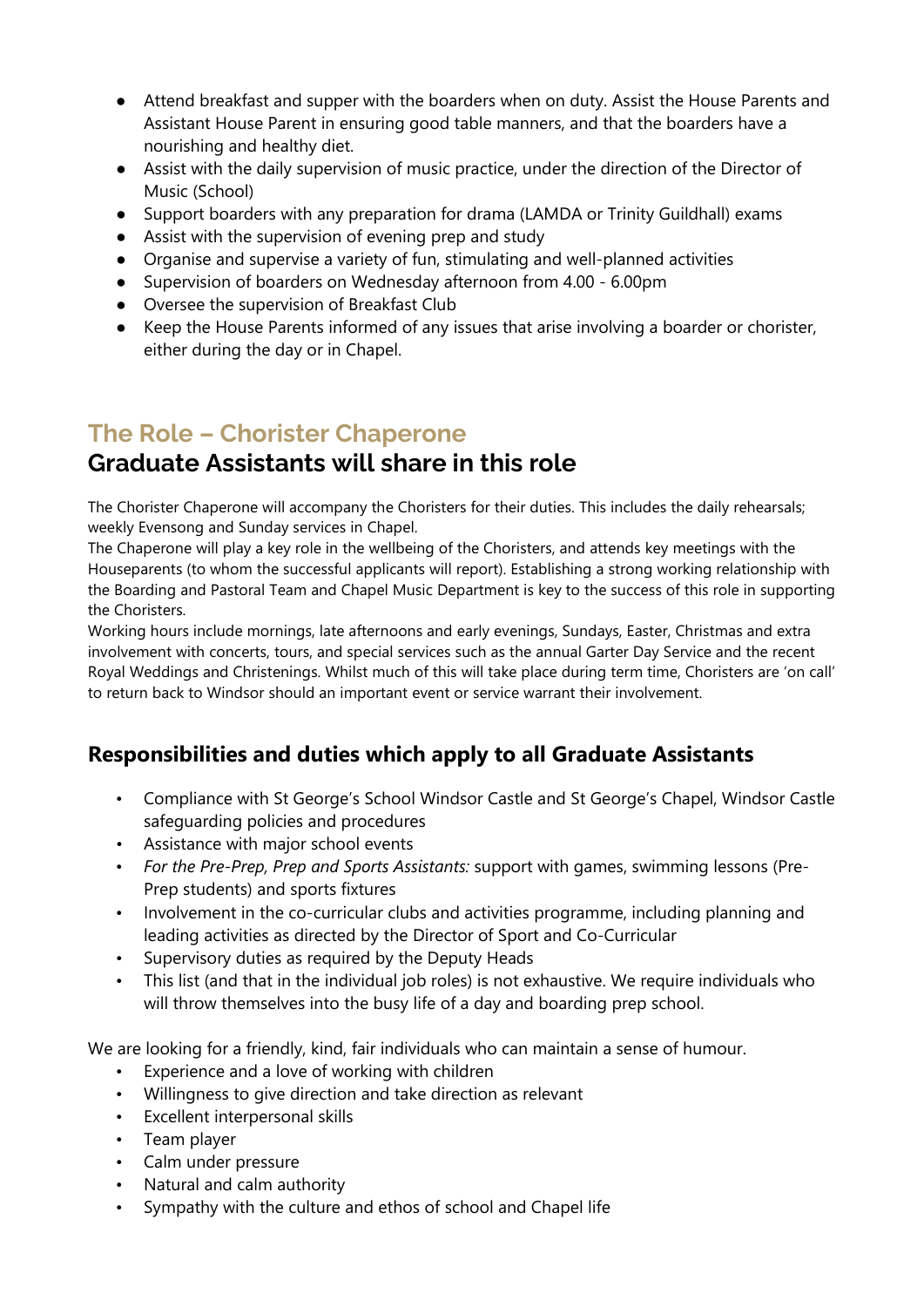- Attend breakfast and supper with the boarders when on duty. Assist the House Parents and Assistant House Parent in ensuring good table manners, and that the boarders have a nourishing and healthy diet.
- Assist with the daily supervision of music practice, under the direction of the Director of Music (School)
- Support boarders with any preparation for drama (LAMDA or Trinity Guildhall) exams
- Assist with the supervision of evening prep and study
- Organise and supervise a variety of fun, stimulating and well-planned activities
- Supervision of boarders on Wednesday afternoon from 4.00 - 6.00pm
- Oversee the supervision of Breakfast Club
- Keep the House Parents informed of any issues that arise involving a boarder or chorister, either during the day or in Chapel.

## The Role – Chorister Chaperone

## Graduate Assistants will share in this role

The Chorister Chaperone will accompany the Choristers for their duties. This includes the daily rehearsals; weekly Evensong and Sunday services in Chapel.

The Chaperone will play a key role in the wellbeing of the Choristers, and attends key meetings with the Houseparents (to whom the successful applicants will report). Establishing a strong working relationship with the Boarding and Pastoral Team and Chapel Music Department is key to the success of this role in supporting the Choristers.

Working hours include mornings, late afternoons and early evenings, Sundays, Easter, Christmas and extra involvement with concerts, tours, and special services such as the annual Garter Day Service and the recent Royal Weddings and Christenings. Whilst much of this will take place during term time, Choristers are 'on call' to return back to Windsor should an important event or service warrant their involvement.

### Responsibilities and duties which apply to all Graduate Assistants

- Compliance with St George's School Windsor Castle and St George's Chapel, Windsor Castle safeguarding policies and procedures
- Assistance with major school events
- *For the Pre-Prep, Prep and Sports Assistants:* support with games, swimming lessons (Pre-Prep students) and sports fixtures
- Involvement in the co-curricular clubs and activities programme, including planning and leading activities as directed by the Director of Sport and Co-Curricular
- Supervisory duties as required by the Deputy Heads
- This list (and that in the individual job roles) is not exhaustive. We require individuals who will throw themselves into the busy life of a day and boarding prep school.

We are looking for a friendly, kind, fair individuals who can maintain a sense of humour.

- Experience and a love of working with children
- Willingness to give direction and take direction as relevant
- Excellent interpersonal skills
- Team player
- Calm under pressure
- Natural and calm authority
- Sympathy with the culture and ethos of school and Chapel life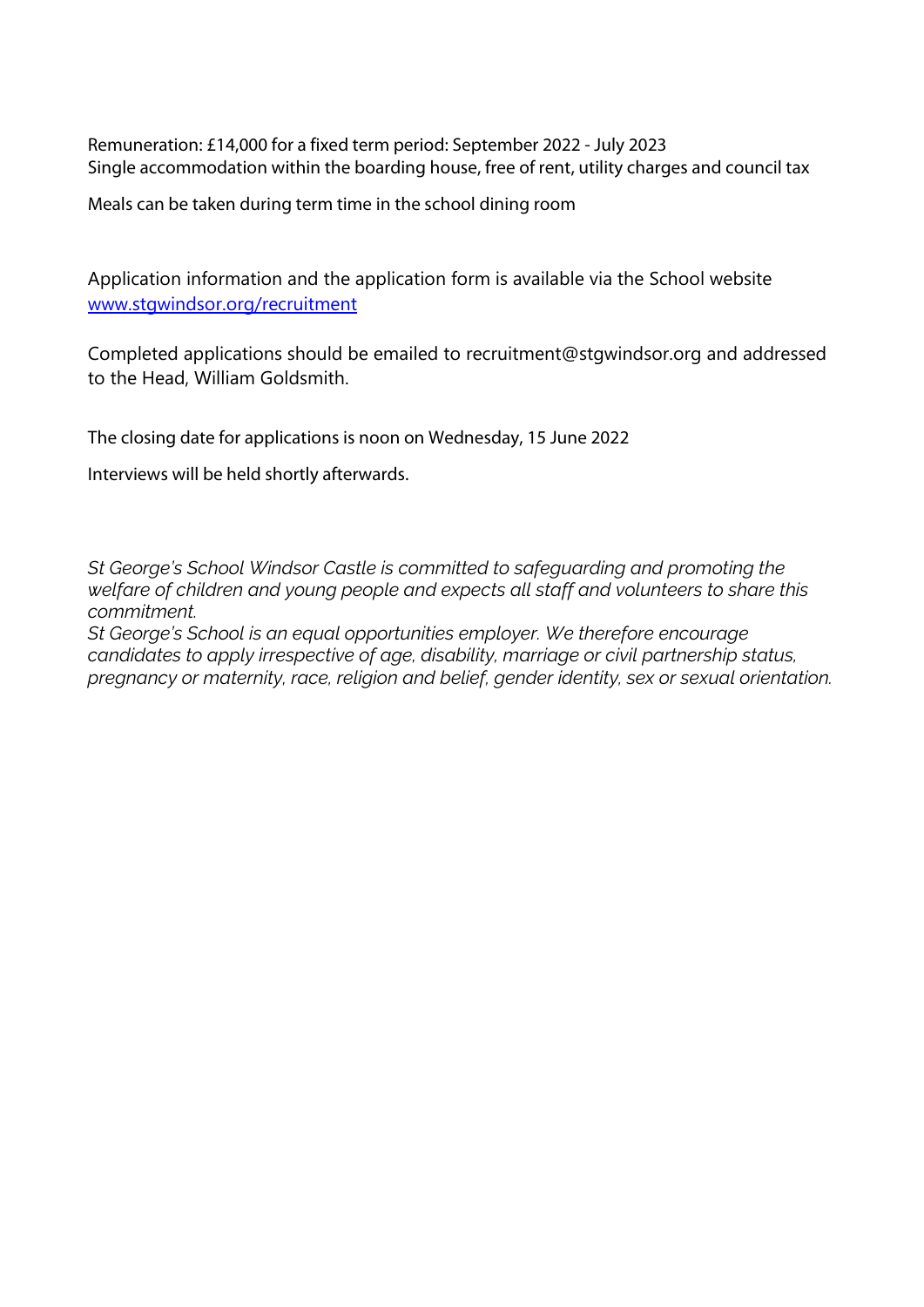Remuneration: £14,000 for a fixed term period: September 2022 - July 2023
Single accommodation within the boarding house, free of rent, utility charges and council tax

Meals can be taken during term time in the school dining room

Application information and the application form is available via the School website [www.stgwindsor.org/recruitment](http://www.stgwindsor.org/recruitment)

Completed applications should be emailed to recruitment@stgwindsor.org and addressed to the Head, William Goldsmith.

The closing date for applications is noon on Wednesday, 15 June 2022

Interviews will be held shortly afterwards.

*St George's School Windsor Castle is committed to safeguarding and promoting the welfare of children and young people and expects all staff and volunteers to share this commitment.*
*St George's School is an equal opportunities employer. We therefore encourage candidates to apply irrespective of age, disability, marriage or civil partnership status, pregnancy or maternity, race, religion and belief, gender identity, sex or sexual orientation.*